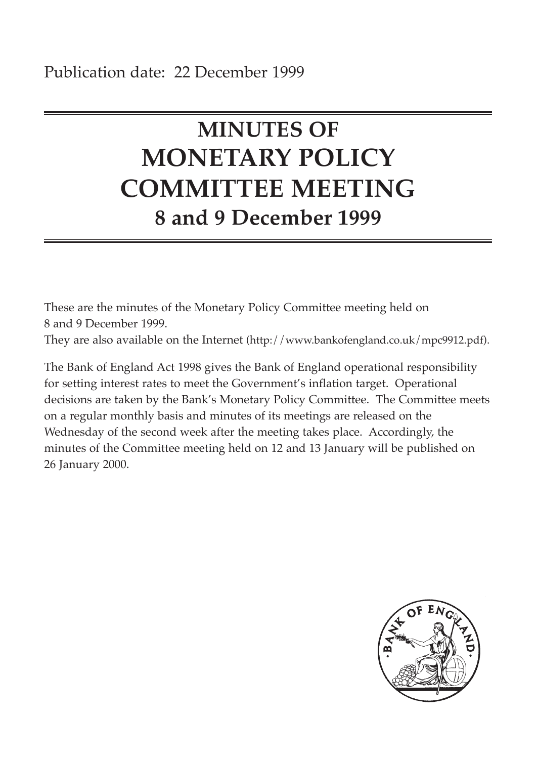Publication date: 22 December 1999

# MINUTES OF MONETARY POLICY COMMITTEE MEETING

## 8 and 9 December 1999

These are the minutes of the Monetary Policy Committee meeting held on 8 and 9 December 1999.
They are also available on the Internet (http://www.bankofengland.co.uk/mpc9912.pdf).

The Bank of England Act 1998 gives the Bank of England operational responsibility for setting interest rates to meet the Government's inflation target. Operational decisions are taken by the Bank's Monetary Policy Committee. The Committee meets on a regular monthly basis and minutes of its meetings are released on the Wednesday of the second week after the meeting takes place. Accordingly, the minutes of the Committee meeting held on 12 and 13 January will be published on 26 January 2000.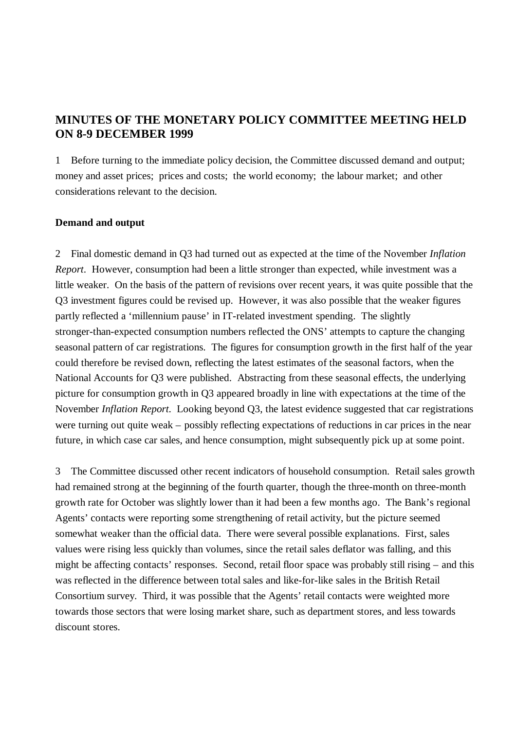## MINUTES OF THE MONETARY POLICY COMMITTEE MEETING HELD ON 8-9 DECEMBER 1999

1 Before turning to the immediate policy decision, the Committee discussed demand and output; money and asset prices; prices and costs; the world economy; the labour market; and other considerations relevant to the decision.

### Demand and output

2 Final domestic demand in Q3 had turned out as expected at the time of the November *Inflation Report*. However, consumption had been a little stronger than expected, while investment was a little weaker. On the basis of the pattern of revisions over recent years, it was quite possible that the Q3 investment figures could be revised up. However, it was also possible that the weaker figures partly reflected a 'millennium pause' in IT-related investment spending. The slightly stronger-than-expected consumption numbers reflected the ONS' attempts to capture the changing seasonal pattern of car registrations. The figures for consumption growth in the first half of the year could therefore be revised down, reflecting the latest estimates of the seasonal factors, when the National Accounts for Q3 were published. Abstracting from these seasonal effects, the underlying picture for consumption growth in Q3 appeared broadly in line with expectations at the time of the November *Inflation Report*. Looking beyond Q3, the latest evidence suggested that car registrations were turning out quite weak – possibly reflecting expectations of reductions in car prices in the near future, in which case car sales, and hence consumption, might subsequently pick up at some point.

3 The Committee discussed other recent indicators of household consumption. Retail sales growth had remained strong at the beginning of the fourth quarter, though the three-month on three-month growth rate for October was slightly lower than it had been a few months ago. The Bank's regional Agents' contacts were reporting some strengthening of retail activity, but the picture seemed somewhat weaker than the official data. There were several possible explanations. First, sales values were rising less quickly than volumes, since the retail sales deflator was falling, and this might be affecting contacts' responses. Second, retail floor space was probably still rising – and this was reflected in the difference between total sales and like-for-like sales in the British Retail Consortium survey. Third, it was possible that the Agents' retail contacts were weighted more towards those sectors that were losing market share, such as department stores, and less towards discount stores.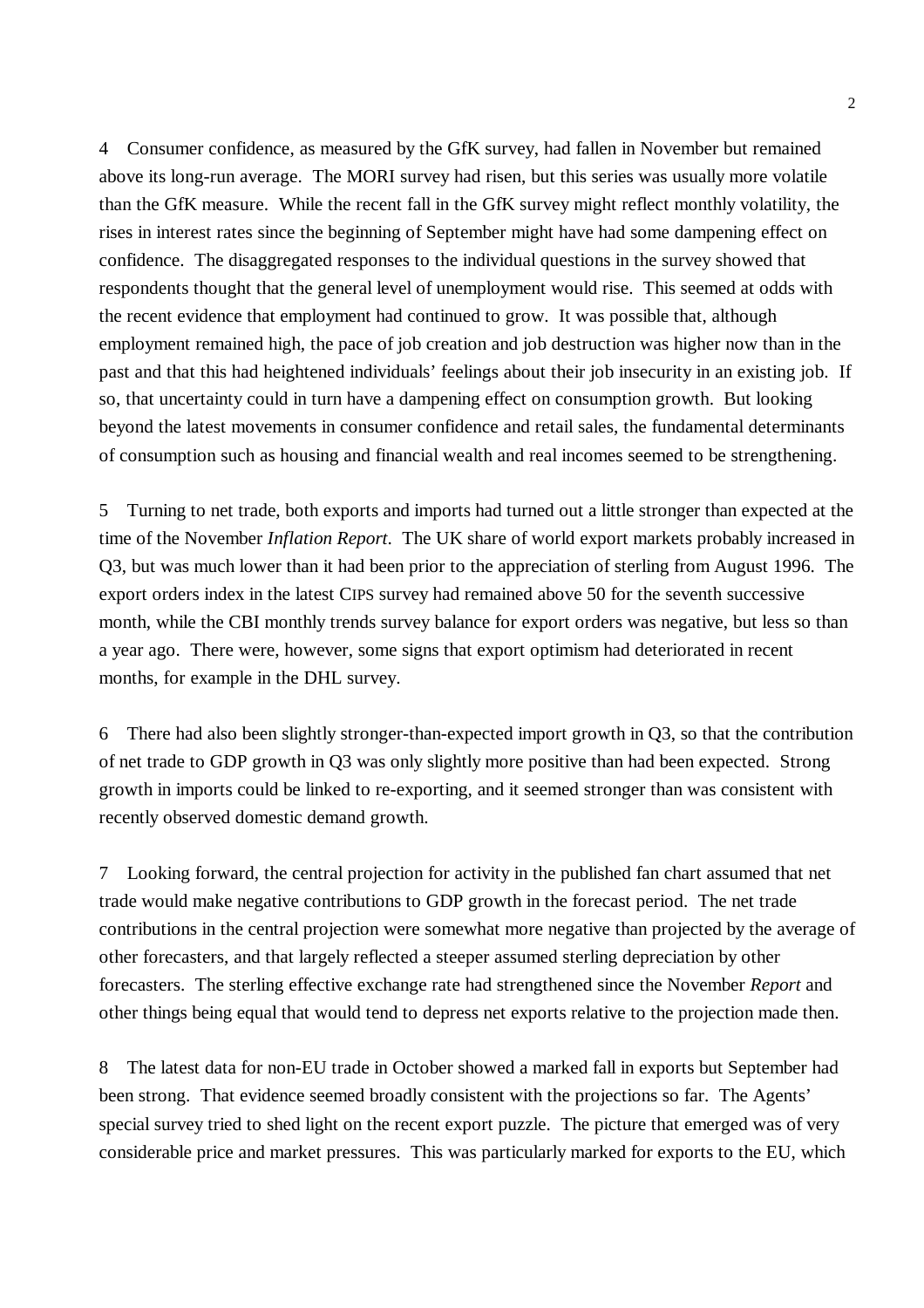4 Consumer confidence, as measured by the GfK survey, had fallen in November but remained above its long-run average. The MORI survey had risen, but this series was usually more volatile than the GfK measure. While the recent fall in the GfK survey might reflect monthly volatility, the rises in interest rates since the beginning of September might have had some dampening effect on confidence. The disaggregated responses to the individual questions in the survey showed that respondents thought that the general level of unemployment would rise. This seemed at odds with the recent evidence that employment had continued to grow. It was possible that, although employment remained high, the pace of job creation and job destruction was higher now than in the past and that this had heightened individuals' feelings about their job insecurity in an existing job. If so, that uncertainty could in turn have a dampening effect on consumption growth. But looking beyond the latest movements in consumer confidence and retail sales, the fundamental determinants of consumption such as housing and financial wealth and real incomes seemed to be strengthening.

5 Turning to net trade, both exports and imports had turned out a little stronger than expected at the time of the November *Inflation Report*. The UK share of world export markets probably increased in Q3, but was much lower than it had been prior to the appreciation of sterling from August 1996. The export orders index in the latest CIPS survey had remained above 50 for the seventh successive month, while the CBI monthly trends survey balance for export orders was negative, but less so than a year ago. There were, however, some signs that export optimism had deteriorated in recent months, for example in the DHL survey.

6 There had also been slightly stronger-than-expected import growth in Q3, so that the contribution of net trade to GDP growth in Q3 was only slightly more positive than had been expected. Strong growth in imports could be linked to re-exporting, and it seemed stronger than was consistent with recently observed domestic demand growth.

7 Looking forward, the central projection for activity in the published fan chart assumed that net trade would make negative contributions to GDP growth in the forecast period. The net trade contributions in the central projection were somewhat more negative than projected by the average of other forecasters, and that largely reflected a steeper assumed sterling depreciation by other forecasters. The sterling effective exchange rate had strengthened since the November *Report* and other things being equal that would tend to depress net exports relative to the projection made then.

8 The latest data for non-EU trade in October showed a marked fall in exports but September had been strong. That evidence seemed broadly consistent with the projections so far. The Agents' special survey tried to shed light on the recent export puzzle. The picture that emerged was of very considerable price and market pressures. This was particularly marked for exports to the EU, which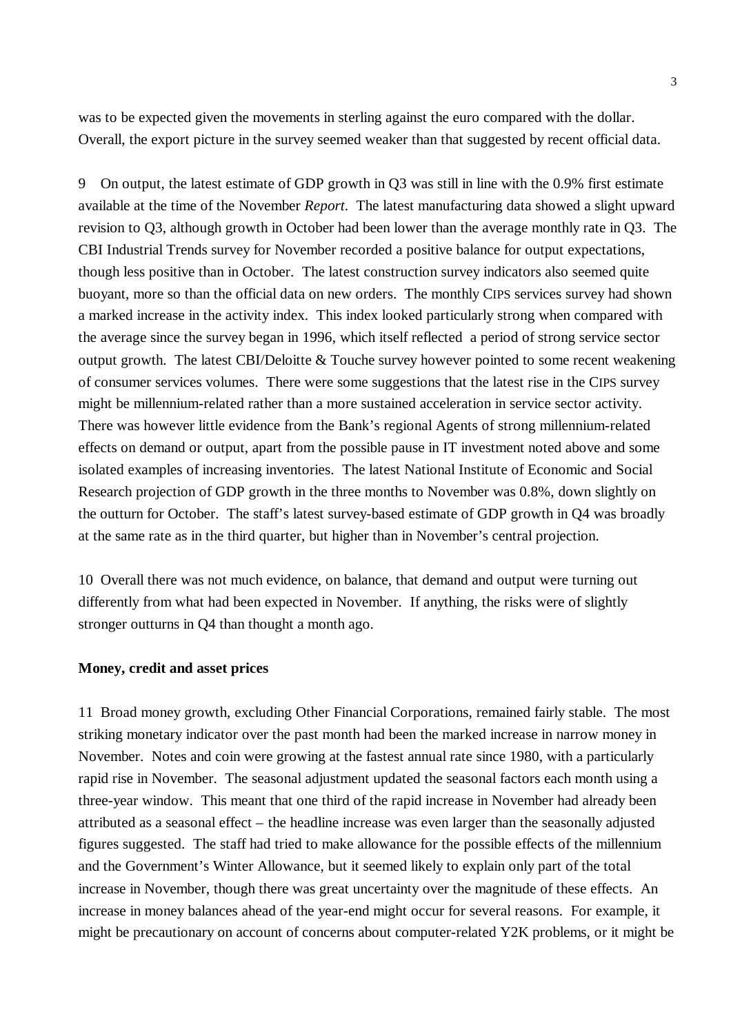was to be expected given the movements in sterling against the euro compared with the dollar. Overall, the export picture in the survey seemed weaker than that suggested by recent official data.

9 On output, the latest estimate of GDP growth in Q3 was still in line with the 0.9% first estimate available at the time of the November *Report*. The latest manufacturing data showed a slight upward revision to Q3, although growth in October had been lower than the average monthly rate in Q3. The CBI Industrial Trends survey for November recorded a positive balance for output expectations, though less positive than in October. The latest construction survey indicators also seemed quite buoyant, more so than the official data on new orders. The monthly CIPS services survey had shown a marked increase in the activity index. This index looked particularly strong when compared with the average since the survey began in 1996, which itself reflected a period of strong service sector output growth. The latest CBI/Deloitte & Touche survey however pointed to some recent weakening of consumer services volumes. There were some suggestions that the latest rise in the CIPS survey might be millennium-related rather than a more sustained acceleration in service sector activity. There was however little evidence from the Bank's regional Agents of strong millennium-related effects on demand or output, apart from the possible pause in IT investment noted above and some isolated examples of increasing inventories. The latest National Institute of Economic and Social Research projection of GDP growth in the three months to November was 0.8%, down slightly on the outturn for October. The staff's latest survey-based estimate of GDP growth in Q4 was broadly at the same rate as in the third quarter, but higher than in November's central projection.

10 Overall there was not much evidence, on balance, that demand and output were turning out differently from what had been expected in November. If anything, the risks were of slightly stronger outturns in Q4 than thought a month ago.

**Money, credit and asset prices**

11 Broad money growth, excluding Other Financial Corporations, remained fairly stable. The most striking monetary indicator over the past month had been the marked increase in narrow money in November. Notes and coin were growing at the fastest annual rate since 1980, with a particularly rapid rise in November. The seasonal adjustment updated the seasonal factors each month using a three-year window. This meant that one third of the rapid increase in November had already been attributed as a seasonal effect – the headline increase was even larger than the seasonally adjusted figures suggested. The staff had tried to make allowance for the possible effects of the millennium and the Government's Winter Allowance, but it seemed likely to explain only part of the total increase in November, though there was great uncertainty over the magnitude of these effects. An increase in money balances ahead of the year-end might occur for several reasons. For example, it might be precautionary on account of concerns about computer-related Y2K problems, or it might be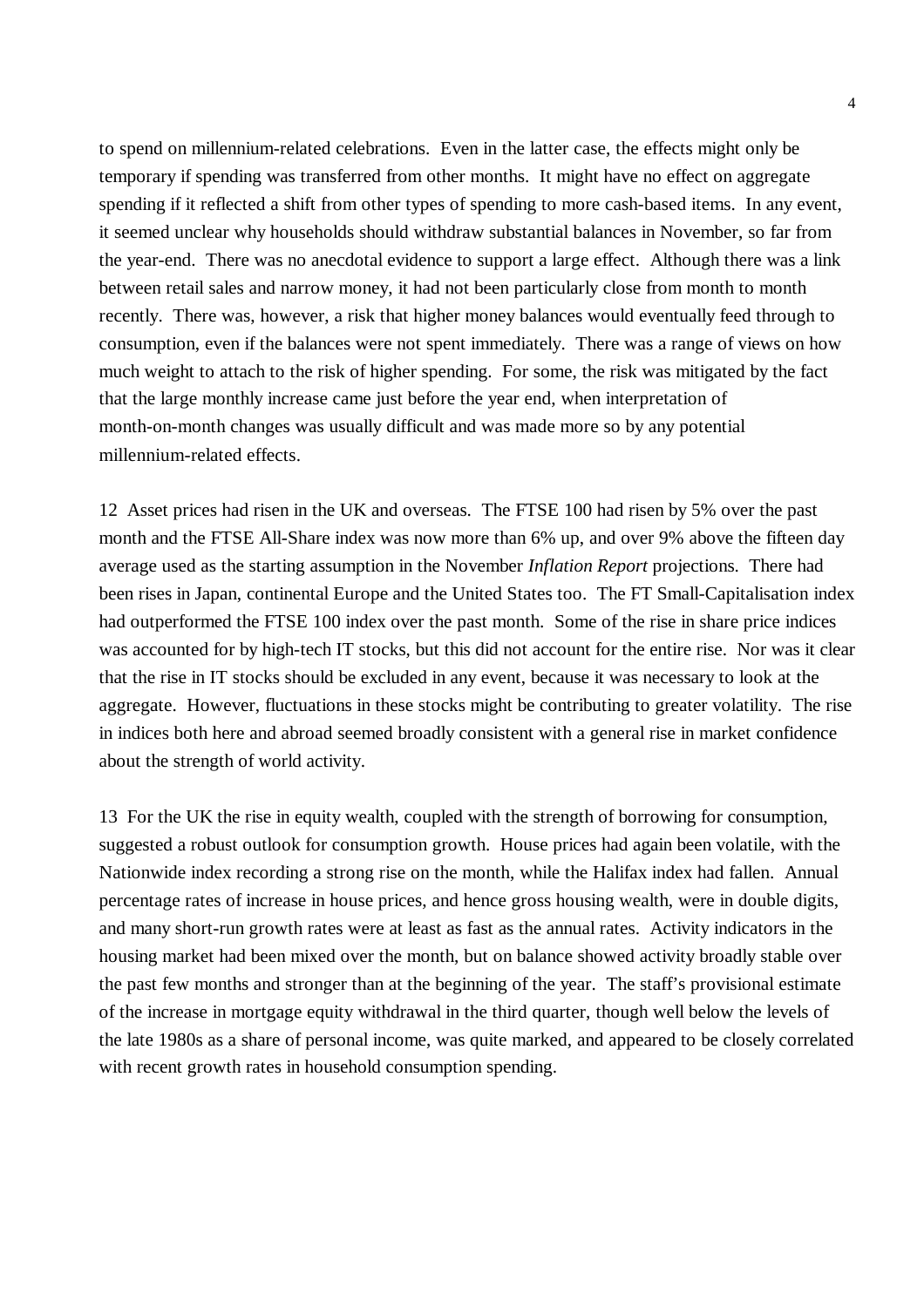to spend on millennium-related celebrations. Even in the latter case, the effects might only be temporary if spending was transferred from other months. It might have no effect on aggregate spending if it reflected a shift from other types of spending to more cash-based items. In any event, it seemed unclear why households should withdraw substantial balances in November, so far from the year-end. There was no anecdotal evidence to support a large effect. Although there was a link between retail sales and narrow money, it had not been particularly close from month to month recently. There was, however, a risk that higher money balances would eventually feed through to consumption, even if the balances were not spent immediately. There was a range of views on how much weight to attach to the risk of higher spending. For some, the risk was mitigated by the fact that the large monthly increase came just before the year end, when interpretation of month-on-month changes was usually difficult and was made more so by any potential millennium-related effects.

12 Asset prices had risen in the UK and overseas. The FTSE 100 had risen by 5% over the past month and the FTSE All-Share index was now more than 6% up, and over 9% above the fifteen day average used as the starting assumption in the November *Inflation Report* projections. There had been rises in Japan, continental Europe and the United States too. The FT Small-Capitalisation index had outperformed the FTSE 100 index over the past month. Some of the rise in share price indices was accounted for by high-tech IT stocks, but this did not account for the entire rise. Nor was it clear that the rise in IT stocks should be excluded in any event, because it was necessary to look at the aggregate. However, fluctuations in these stocks might be contributing to greater volatility. The rise in indices both here and abroad seemed broadly consistent with a general rise in market confidence about the strength of world activity.

13 For the UK the rise in equity wealth, coupled with the strength of borrowing for consumption, suggested a robust outlook for consumption growth. House prices had again been volatile, with the Nationwide index recording a strong rise on the month, while the Halifax index had fallen. Annual percentage rates of increase in house prices, and hence gross housing wealth, were in double digits, and many short-run growth rates were at least as fast as the annual rates. Activity indicators in the housing market had been mixed over the month, but on balance showed activity broadly stable over the past few months and stronger than at the beginning of the year. The staff's provisional estimate of the increase in mortgage equity withdrawal in the third quarter, though well below the levels of the late 1980s as a share of personal income, was quite marked, and appeared to be closely correlated with recent growth rates in household consumption spending.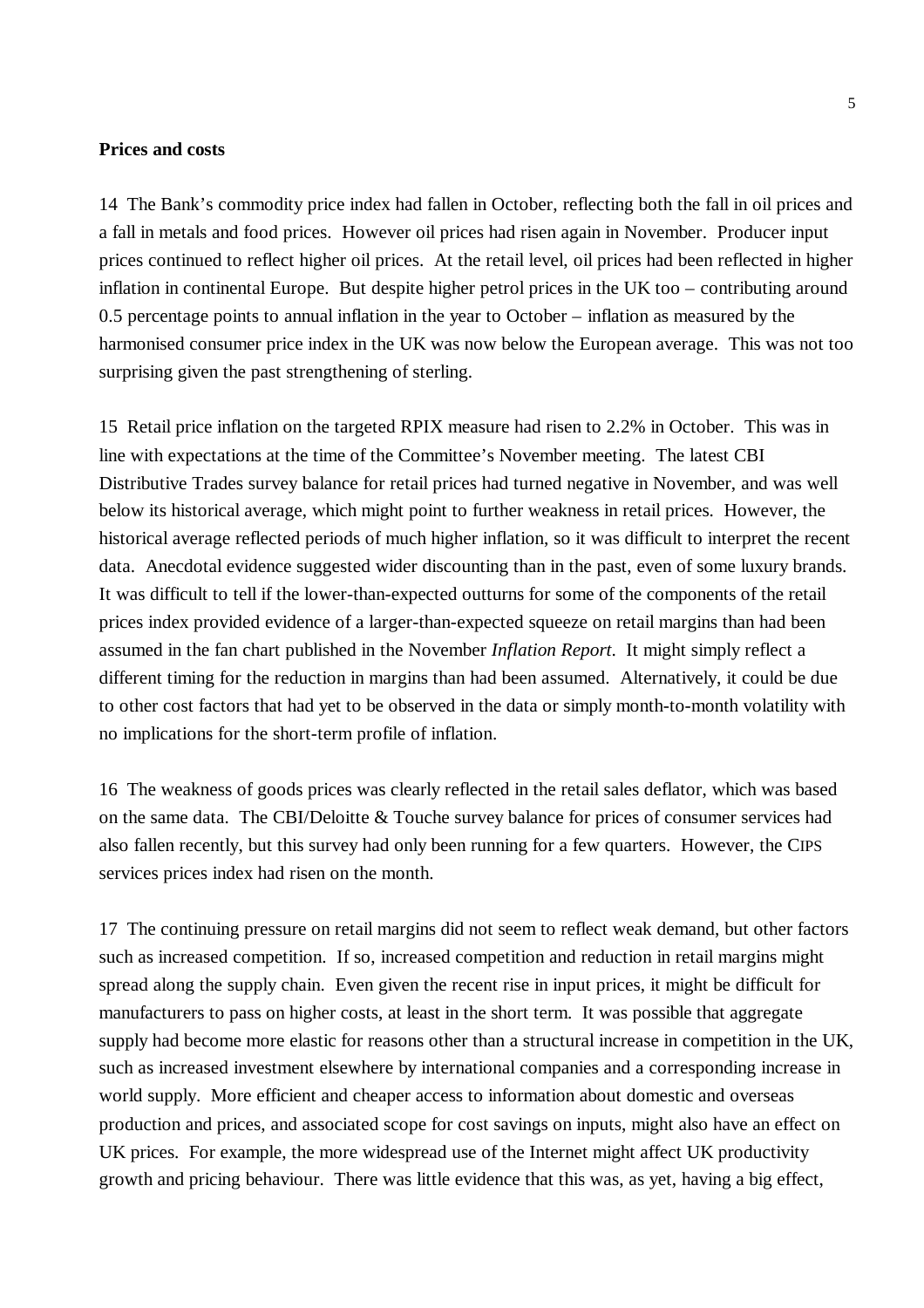**Prices and costs**

14 The Bank's commodity price index had fallen in October, reflecting both the fall in oil prices and a fall in metals and food prices. However oil prices had risen again in November. Producer input prices continued to reflect higher oil prices. At the retail level, oil prices had been reflected in higher inflation in continental Europe. But despite higher petrol prices in the UK too – contributing around 0.5 percentage points to annual inflation in the year to October – inflation as measured by the harmonised consumer price index in the UK was now below the European average. This was not too surprising given the past strengthening of sterling.

15 Retail price inflation on the targeted RPIX measure had risen to 2.2% in October. This was in line with expectations at the time of the Committee's November meeting. The latest CBI Distributive Trades survey balance for retail prices had turned negative in November, and was well below its historical average, which might point to further weakness in retail prices. However, the historical average reflected periods of much higher inflation, so it was difficult to interpret the recent data. Anecdotal evidence suggested wider discounting than in the past, even of some luxury brands. It was difficult to tell if the lower-than-expected outturns for some of the components of the retail prices index provided evidence of a larger-than-expected squeeze on retail margins than had been assumed in the fan chart published in the November *Inflation Report*. It might simply reflect a different timing for the reduction in margins than had been assumed. Alternatively, it could be due to other cost factors that had yet to be observed in the data or simply month-to-month volatility with no implications for the short-term profile of inflation.

16 The weakness of goods prices was clearly reflected in the retail sales deflator, which was based on the same data. The CBI/Deloitte & Touche survey balance for prices of consumer services had also fallen recently, but this survey had only been running for a few quarters. However, the CIPS services prices index had risen on the month.

17 The continuing pressure on retail margins did not seem to reflect weak demand, but other factors such as increased competition. If so, increased competition and reduction in retail margins might spread along the supply chain. Even given the recent rise in input prices, it might be difficult for manufacturers to pass on higher costs, at least in the short term. It was possible that aggregate supply had become more elastic for reasons other than a structural increase in competition in the UK, such as increased investment elsewhere by international companies and a corresponding increase in world supply. More efficient and cheaper access to information about domestic and overseas production and prices, and associated scope for cost savings on inputs, might also have an effect on UK prices. For example, the more widespread use of the Internet might affect UK productivity growth and pricing behaviour. There was little evidence that this was, as yet, having a big effect,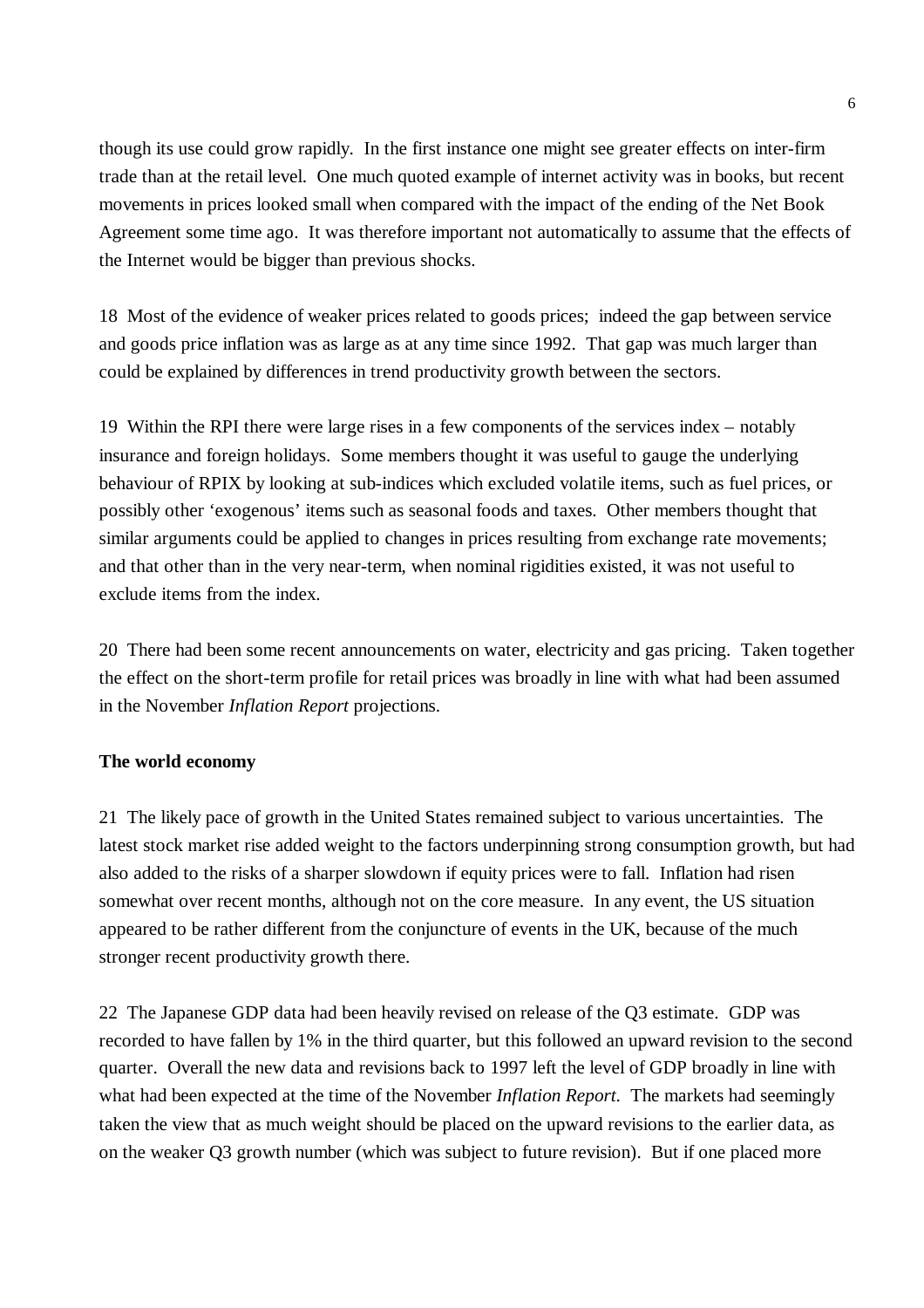though its use could grow rapidly. In the first instance one might see greater effects on inter-firm trade than at the retail level. One much quoted example of internet activity was in books, but recent movements in prices looked small when compared with the impact of the ending of the Net Book Agreement some time ago. It was therefore important not automatically to assume that the effects of the Internet would be bigger than previous shocks.

18 Most of the evidence of weaker prices related to goods prices; indeed the gap between service and goods price inflation was as large as at any time since 1992. That gap was much larger than could be explained by differences in trend productivity growth between the sectors.

19 Within the RPI there were large rises in a few components of the services index – notably insurance and foreign holidays. Some members thought it was useful to gauge the underlying behaviour of RPIX by looking at sub-indices which excluded volatile items, such as fuel prices, or possibly other 'exogenous' items such as seasonal foods and taxes. Other members thought that similar arguments could be applied to changes in prices resulting from exchange rate movements; and that other than in the very near-term, when nominal rigidities existed, it was not useful to exclude items from the index.

20 There had been some recent announcements on water, electricity and gas pricing. Taken together the effect on the short-term profile for retail prices was broadly in line with what had been assumed in the November *Inflation Report* projections.

**The world economy**

21 The likely pace of growth in the United States remained subject to various uncertainties. The latest stock market rise added weight to the factors underpinning strong consumption growth, but had also added to the risks of a sharper slowdown if equity prices were to fall. Inflation had risen somewhat over recent months, although not on the core measure. In any event, the US situation appeared to be rather different from the conjuncture of events in the UK, because of the much stronger recent productivity growth there.

22 The Japanese GDP data had been heavily revised on release of the Q3 estimate. GDP was recorded to have fallen by 1% in the third quarter, but this followed an upward revision to the second quarter. Overall the new data and revisions back to 1997 left the level of GDP broadly in line with what had been expected at the time of the November *Inflation Report*. The markets had seemingly taken the view that as much weight should be placed on the upward revisions to the earlier data, as on the weaker Q3 growth number (which was subject to future revision). But if one placed more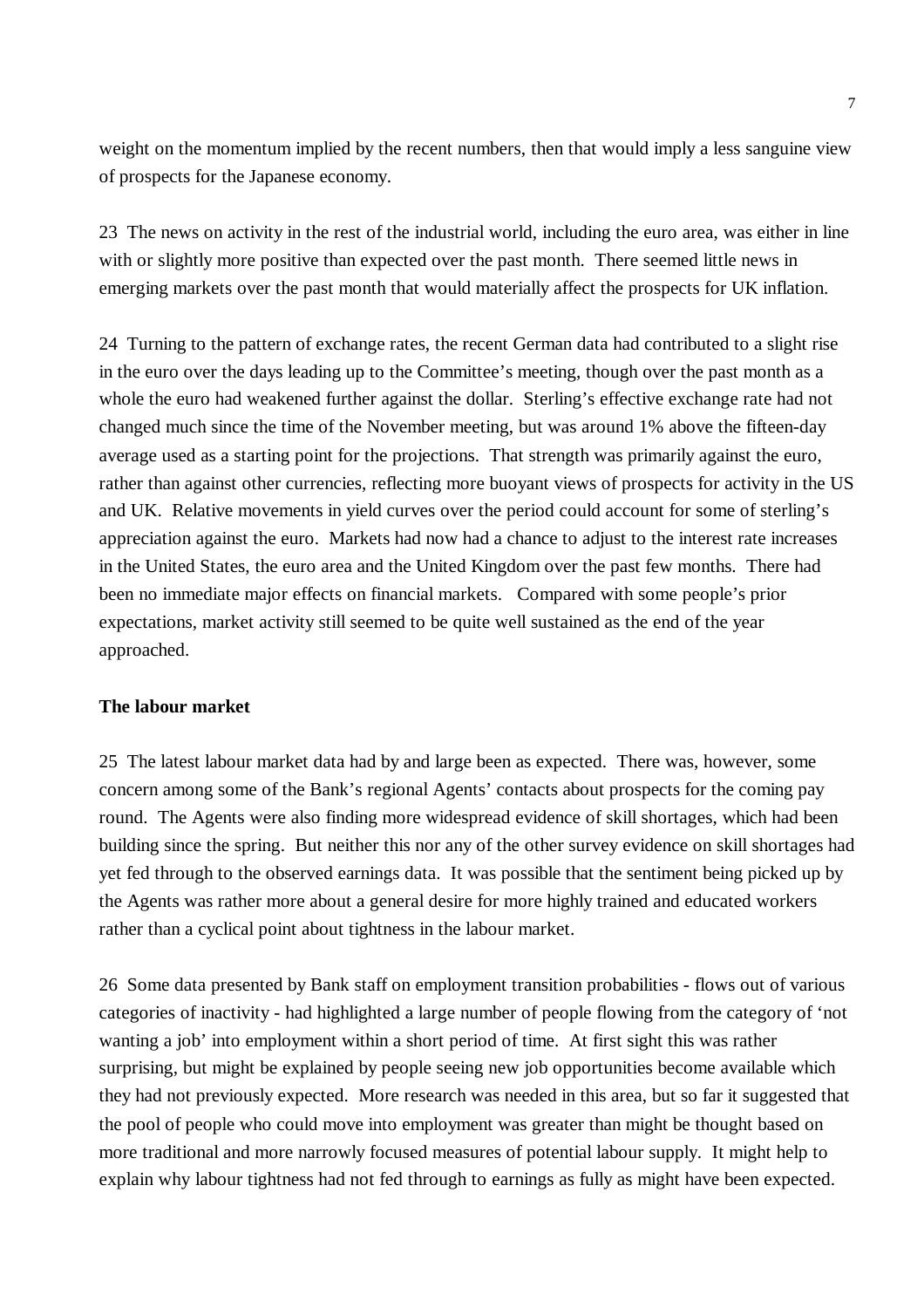weight on the momentum implied by the recent numbers, then that would imply a less sanguine view of prospects for the Japanese economy.

23 The news on activity in the rest of the industrial world, including the euro area, was either in line with or slightly more positive than expected over the past month. There seemed little news in emerging markets over the past month that would materially affect the prospects for UK inflation.

24 Turning to the pattern of exchange rates, the recent German data had contributed to a slight rise in the euro over the days leading up to the Committee's meeting, though over the past month as a whole the euro had weakened further against the dollar. Sterling's effective exchange rate had not changed much since the time of the November meeting, but was around 1% above the fifteen-day average used as a starting point for the projections. That strength was primarily against the euro, rather than against other currencies, reflecting more buoyant views of prospects for activity in the US and UK. Relative movements in yield curves over the period could account for some of sterling's appreciation against the euro. Markets had now had a chance to adjust to the interest rate increases in the United States, the euro area and the United Kingdom over the past few months. There had been no immediate major effects on financial markets. Compared with some people's prior expectations, market activity still seemed to be quite well sustained as the end of the year approached.

**The labour market**

25 The latest labour market data had by and large been as expected. There was, however, some concern among some of the Bank's regional Agents' contacts about prospects for the coming pay round. The Agents were also finding more widespread evidence of skill shortages, which had been building since the spring. But neither this nor any of the other survey evidence on skill shortages had yet fed through to the observed earnings data. It was possible that the sentiment being picked up by the Agents was rather more about a general desire for more highly trained and educated workers rather than a cyclical point about tightness in the labour market.

26 Some data presented by Bank staff on employment transition probabilities - flows out of various categories of inactivity - had highlighted a large number of people flowing from the category of 'not wanting a job' into employment within a short period of time. At first sight this was rather surprising, but might be explained by people seeing new job opportunities become available which they had not previously expected. More research was needed in this area, but so far it suggested that the pool of people who could move into employment was greater than might be thought based on more traditional and more narrowly focused measures of potential labour supply. It might help to explain why labour tightness had not fed through to earnings as fully as might have been expected.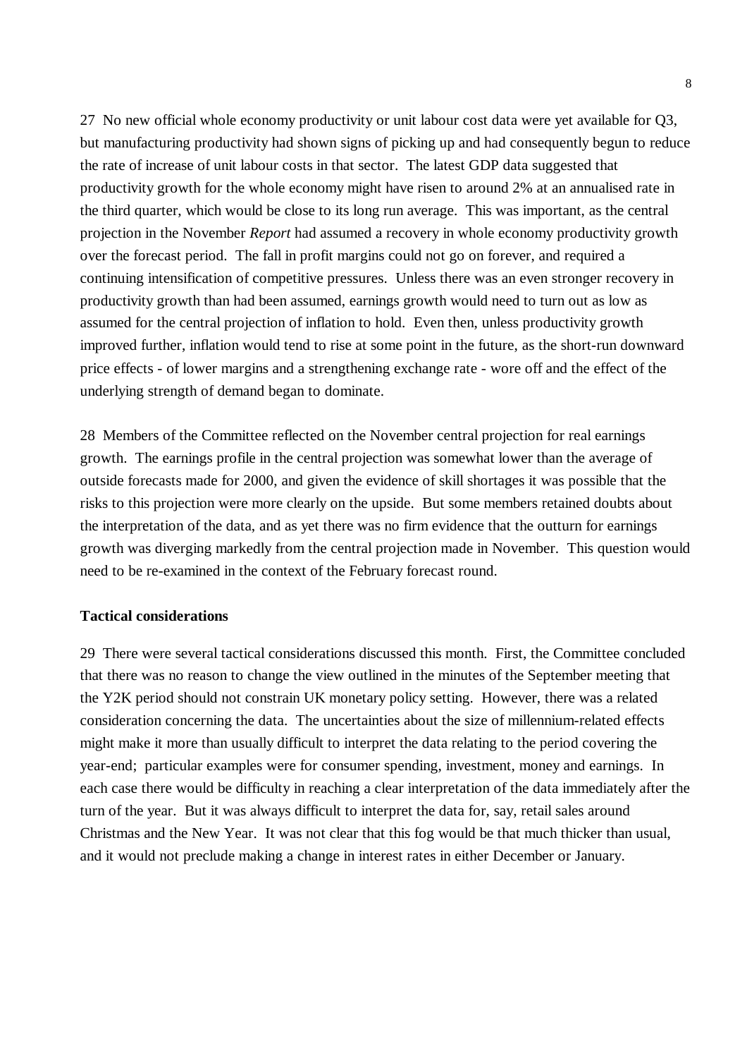27 No new official whole economy productivity or unit labour cost data were yet available for Q3, but manufacturing productivity had shown signs of picking up and had consequently begun to reduce the rate of increase of unit labour costs in that sector. The latest GDP data suggested that productivity growth for the whole economy might have risen to around 2% at an annualised rate in the third quarter, which would be close to its long run average. This was important, as the central projection in the November *Report* had assumed a recovery in whole economy productivity growth over the forecast period. The fall in profit margins could not go on forever, and required a continuing intensification of competitive pressures. Unless there was an even stronger recovery in productivity growth than had been assumed, earnings growth would need to turn out as low as assumed for the central projection of inflation to hold. Even then, unless productivity growth improved further, inflation would tend to rise at some point in the future, as the short-run downward price effects - of lower margins and a strengthening exchange rate - wore off and the effect of the underlying strength of demand began to dominate.

28 Members of the Committee reflected on the November central projection for real earnings growth. The earnings profile in the central projection was somewhat lower than the average of outside forecasts made for 2000, and given the evidence of skill shortages it was possible that the risks to this projection were more clearly on the upside. But some members retained doubts about the interpretation of the data, and as yet there was no firm evidence that the outturn for earnings growth was diverging markedly from the central projection made in November. This question would need to be re-examined in the context of the February forecast round.

**Tactical considerations**

29 There were several tactical considerations discussed this month. First, the Committee concluded that there was no reason to change the view outlined in the minutes of the September meeting that the Y2K period should not constrain UK monetary policy setting. However, there was a related consideration concerning the data. The uncertainties about the size of millennium-related effects might make it more than usually difficult to interpret the data relating to the period covering the year-end; particular examples were for consumer spending, investment, money and earnings. In each case there would be difficulty in reaching a clear interpretation of the data immediately after the turn of the year. But it was always difficult to interpret the data for, say, retail sales around Christmas and the New Year. It was not clear that this fog would be that much thicker than usual, and it would not preclude making a change in interest rates in either December or January.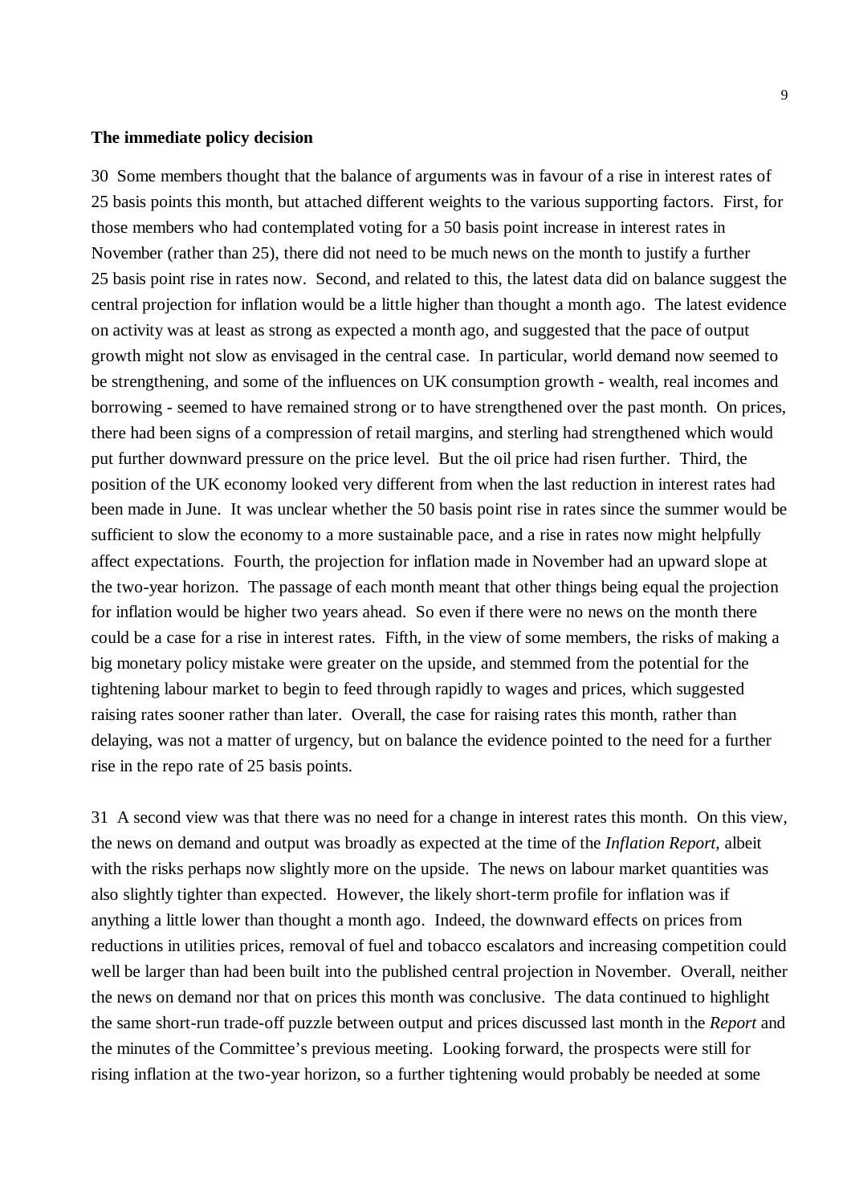**The immediate policy decision**

30 Some members thought that the balance of arguments was in favour of a rise in interest rates of 25 basis points this month, but attached different weights to the various supporting factors. First, for those members who had contemplated voting for a 50 basis point increase in interest rates in November (rather than 25), there did not need to be much news on the month to justify a further 25 basis point rise in rates now. Second, and related to this, the latest data did on balance suggest the central projection for inflation would be a little higher than thought a month ago. The latest evidence on activity was at least as strong as expected a month ago, and suggested that the pace of output growth might not slow as envisaged in the central case. In particular, world demand now seemed to be strengthening, and some of the influences on UK consumption growth - wealth, real incomes and borrowing - seemed to have remained strong or to have strengthened over the past month. On prices, there had been signs of a compression of retail margins, and sterling had strengthened which would put further downward pressure on the price level. But the oil price had risen further. Third, the position of the UK economy looked very different from when the last reduction in interest rates had been made in June. It was unclear whether the 50 basis point rise in rates since the summer would be sufficient to slow the economy to a more sustainable pace, and a rise in rates now might helpfully affect expectations. Fourth, the projection for inflation made in November had an upward slope at the two-year horizon. The passage of each month meant that other things being equal the projection for inflation would be higher two years ahead. So even if there were no news on the month there could be a case for a rise in interest rates. Fifth, in the view of some members, the risks of making a big monetary policy mistake were greater on the upside, and stemmed from the potential for the tightening labour market to begin to feed through rapidly to wages and prices, which suggested raising rates sooner rather than later. Overall, the case for raising rates this month, rather than delaying, was not a matter of urgency, but on balance the evidence pointed to the need for a further rise in the repo rate of 25 basis points.

31 A second view was that there was no need for a change in interest rates this month. On this view, the news on demand and output was broadly as expected at the time of the *Inflation Report*, albeit with the risks perhaps now slightly more on the upside. The news on labour market quantities was also slightly tighter than expected. However, the likely short-term profile for inflation was if anything a little lower than thought a month ago. Indeed, the downward effects on prices from reductions in utilities prices, removal of fuel and tobacco escalators and increasing competition could well be larger than had been built into the published central projection in November. Overall, neither the news on demand nor that on prices this month was conclusive. The data continued to highlight the same short-run trade-off puzzle between output and prices discussed last month in the *Report* and the minutes of the Committee's previous meeting. Looking forward, the prospects were still for rising inflation at the two-year horizon, so a further tightening would probably be needed at some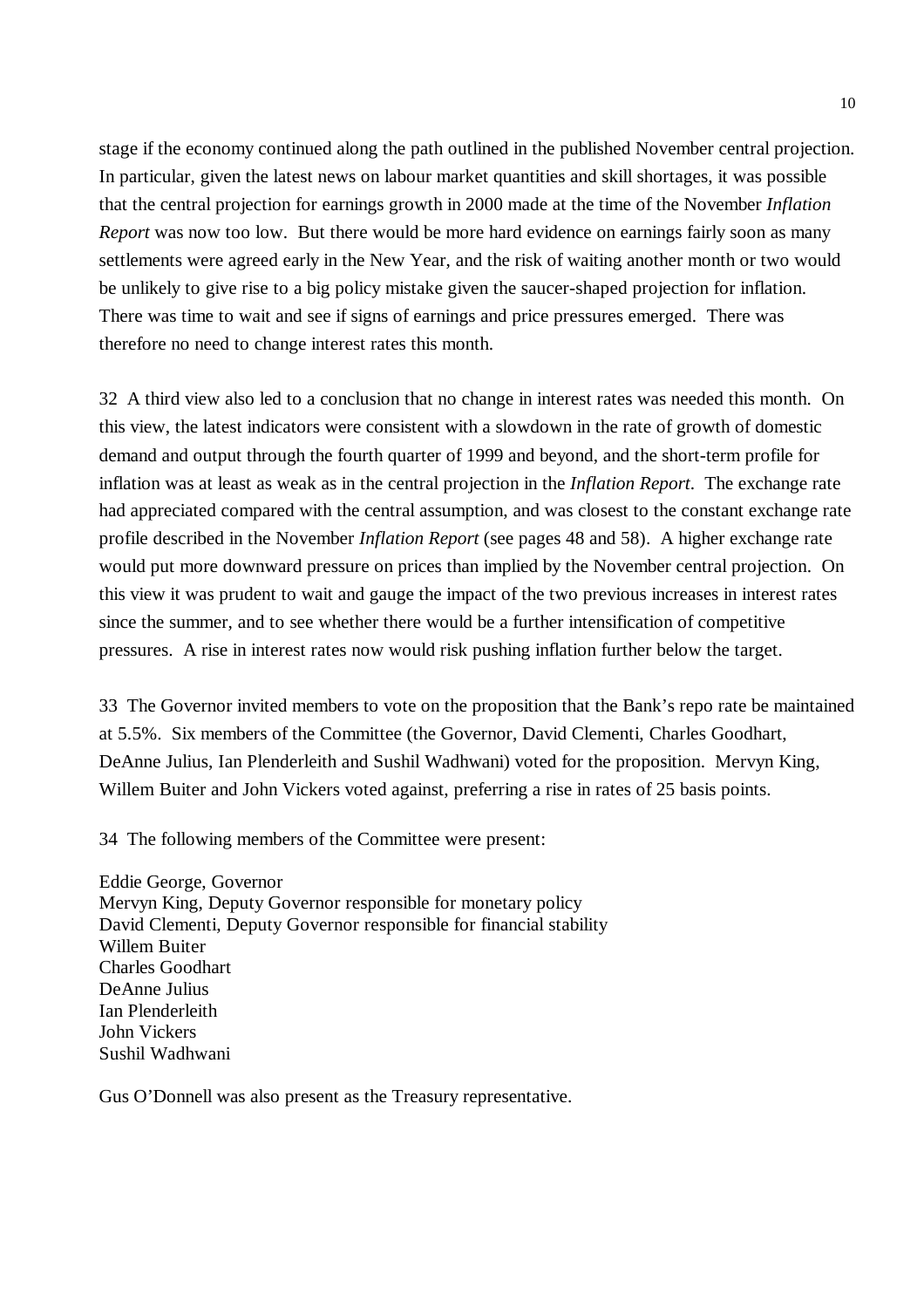stage if the economy continued along the path outlined in the published November central projection. In particular, given the latest news on labour market quantities and skill shortages, it was possible that the central projection for earnings growth in 2000 made at the time of the November *Inflation Report* was now too low. But there would be more hard evidence on earnings fairly soon as many settlements were agreed early in the New Year, and the risk of waiting another month or two would be unlikely to give rise to a big policy mistake given the saucer-shaped projection for inflation. There was time to wait and see if signs of earnings and price pressures emerged. There was therefore no need to change interest rates this month.

32 A third view also led to a conclusion that no change in interest rates was needed this month. On this view, the latest indicators were consistent with a slowdown in the rate of growth of domestic demand and output through the fourth quarter of 1999 and beyond, and the short-term profile for inflation was at least as weak as in the central projection in the *Inflation Report*. The exchange rate had appreciated compared with the central assumption, and was closest to the constant exchange rate profile described in the November *Inflation Report* (see pages 48 and 58). A higher exchange rate would put more downward pressure on prices than implied by the November central projection. On this view it was prudent to wait and gauge the impact of the two previous increases in interest rates since the summer, and to see whether there would be a further intensification of competitive pressures. A rise in interest rates now would risk pushing inflation further below the target.

33 The Governor invited members to vote on the proposition that the Bank's repo rate be maintained at 5.5%. Six members of the Committee (the Governor, David Clementi, Charles Goodhart, DeAnne Julius, Ian Plenderleith and Sushil Wadhwani) voted for the proposition. Mervyn King, Willem Buiter and John Vickers voted against, preferring a rise in rates of 25 basis points.

34 The following members of the Committee were present:

Eddie George, Governor
Mervyn King, Deputy Governor responsible for monetary policy
David Clementi, Deputy Governor responsible for financial stability
Willem Buiter
Charles Goodhart
DeAnne Julius
Ian Plenderleith
John Vickers
Sushil Wadhwani

Gus O'Donnell was also present as the Treasury representative.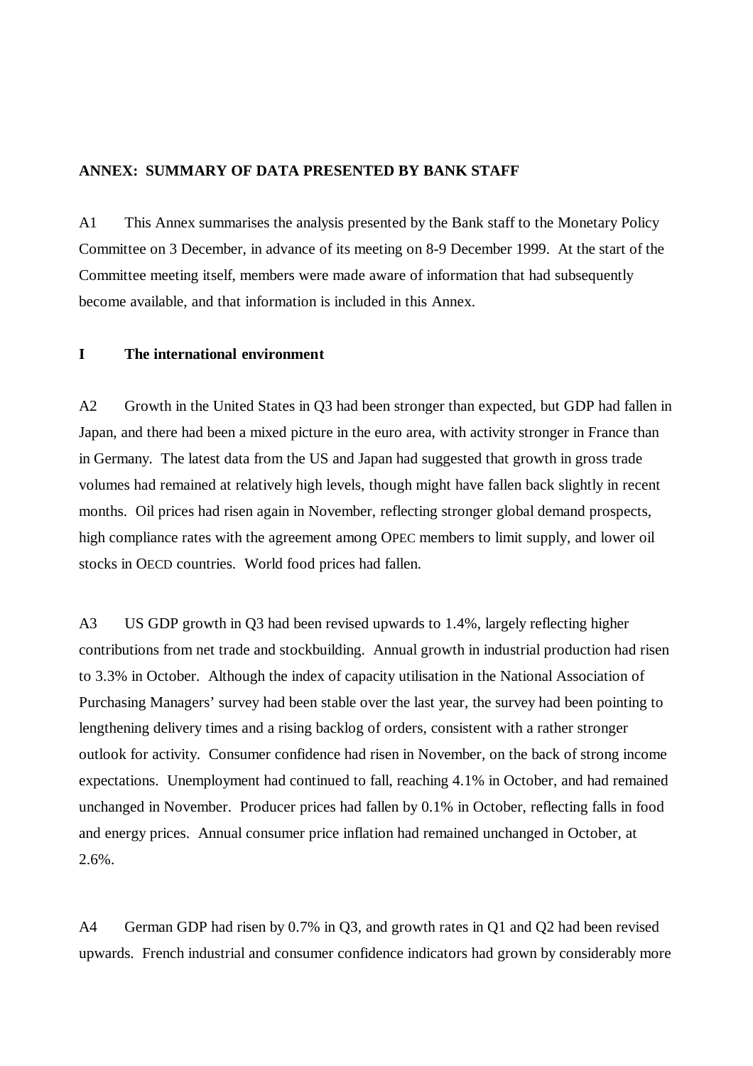**ANNEX: SUMMARY OF DATA PRESENTED BY BANK STAFF**

A1 This Annex summarises the analysis presented by the Bank staff to the Monetary Policy Committee on 3 December, in advance of its meeting on 8-9 December 1999. At the start of the Committee meeting itself, members were made aware of information that had subsequently become available, and that information is included in this Annex.

**I The international environment**

A2 Growth in the United States in Q3 had been stronger than expected, but GDP had fallen in Japan, and there had been a mixed picture in the euro area, with activity stronger in France than in Germany. The latest data from the US and Japan had suggested that growth in gross trade volumes had remained at relatively high levels, though might have fallen back slightly in recent months. Oil prices had risen again in November, reflecting stronger global demand prospects, high compliance rates with the agreement among OPEC members to limit supply, and lower oil stocks in OECD countries. World food prices had fallen.

A3 US GDP growth in Q3 had been revised upwards to 1.4%, largely reflecting higher contributions from net trade and stockbuilding. Annual growth in industrial production had risen to 3.3% in October. Although the index of capacity utilisation in the National Association of Purchasing Managers' survey had been stable over the last year, the survey had been pointing to lengthening delivery times and a rising backlog of orders, consistent with a rather stronger outlook for activity. Consumer confidence had risen in November, on the back of strong income expectations. Unemployment had continued to fall, reaching 4.1% in October, and had remained unchanged in November. Producer prices had fallen by 0.1% in October, reflecting falls in food and energy prices. Annual consumer price inflation had remained unchanged in October, at 2.6%.

A4 German GDP had risen by 0.7% in Q3, and growth rates in Q1 and Q2 had been revised upwards. French industrial and consumer confidence indicators had grown by considerably more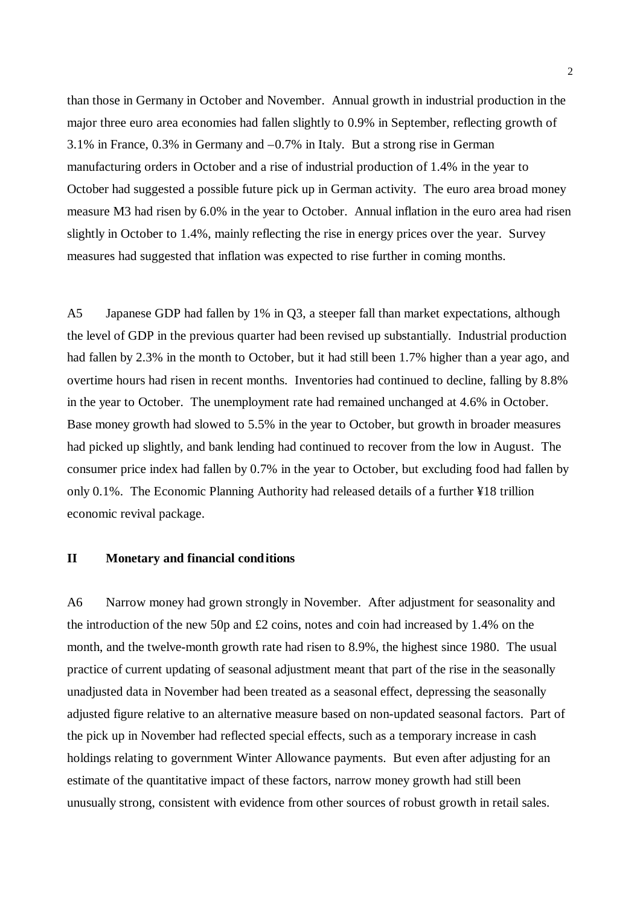than those in Germany in October and November. Annual growth in industrial production in the major three euro area economies had fallen slightly to 0.9% in September, reflecting growth of 3.1% in France, 0.3% in Germany and –0.7% in Italy. But a strong rise in German manufacturing orders in October and a rise of industrial production of 1.4% in the year to October had suggested a possible future pick up in German activity. The euro area broad money measure M3 had risen by 6.0% in the year to October. Annual inflation in the euro area had risen slightly in October to 1.4%, mainly reflecting the rise in energy prices over the year. Survey measures had suggested that inflation was expected to rise further in coming months.

A5 Japanese GDP had fallen by 1% in Q3, a steeper fall than market expectations, although the level of GDP in the previous quarter had been revised up substantially. Industrial production had fallen by 2.3% in the month to October, but it had still been 1.7% higher than a year ago, and overtime hours had risen in recent months. Inventories had continued to decline, falling by 8.8% in the year to October. The unemployment rate had remained unchanged at 4.6% in October. Base money growth had slowed to 5.5% in the year to October, but growth in broader measures had picked up slightly, and bank lending had continued to recover from the low in August. The consumer price index had fallen by 0.7% in the year to October, but excluding food had fallen by only 0.1%. The Economic Planning Authority had released details of a further ¥18 trillion economic revival package.

## II Monetary and financial conditions

A6 Narrow money had grown strongly in November. After adjustment for seasonality and the introduction of the new 50p and £2 coins, notes and coin had increased by 1.4% on the month, and the twelve-month growth rate had risen to 8.9%, the highest since 1980. The usual practice of current updating of seasonal adjustment meant that part of the rise in the seasonally unadjusted data in November had been treated as a seasonal effect, depressing the seasonally adjusted figure relative to an alternative measure based on non-updated seasonal factors. Part of the pick up in November had reflected special effects, such as a temporary increase in cash holdings relating to government Winter Allowance payments. But even after adjusting for an estimate of the quantitative impact of these factors, narrow money growth had still been unusually strong, consistent with evidence from other sources of robust growth in retail sales.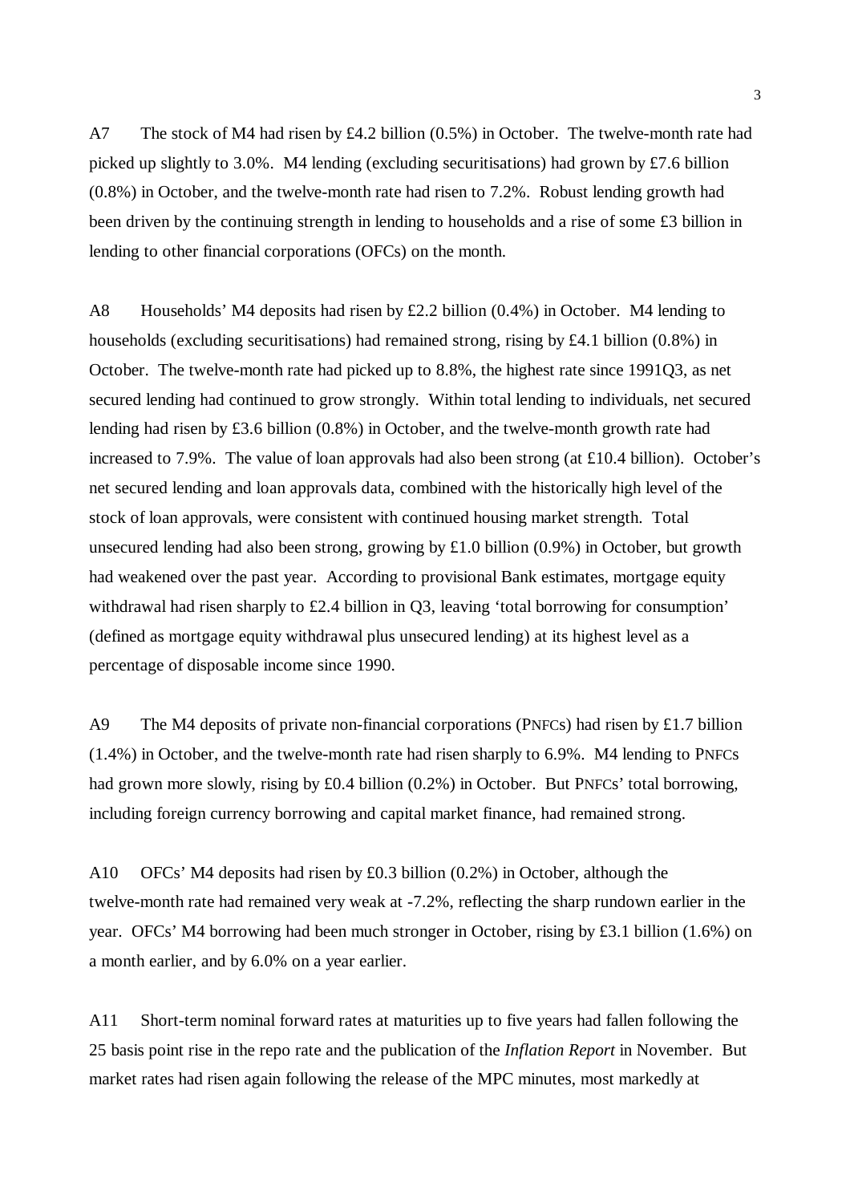A7 The stock of M4 had risen by £4.2 billion (0.5%) in October. The twelve-month rate had picked up slightly to 3.0%. M4 lending (excluding securitisations) had grown by £7.6 billion (0.8%) in October, and the twelve-month rate had risen to 7.2%. Robust lending growth had been driven by the continuing strength in lending to households and a rise of some £3 billion in lending to other financial corporations (OFCs) on the month.

A8 Households' M4 deposits had risen by £2.2 billion (0.4%) in October. M4 lending to households (excluding securitisations) had remained strong, rising by £4.1 billion (0.8%) in October. The twelve-month rate had picked up to 8.8%, the highest rate since 1991Q3, as net secured lending had continued to grow strongly. Within total lending to individuals, net secured lending had risen by £3.6 billion (0.8%) in October, and the twelve-month growth rate had increased to 7.9%. The value of loan approvals had also been strong (at £10.4 billion). October's net secured lending and loan approvals data, combined with the historically high level of the stock of loan approvals, were consistent with continued housing market strength. Total unsecured lending had also been strong, growing by £1.0 billion (0.9%) in October, but growth had weakened over the past year. According to provisional Bank estimates, mortgage equity withdrawal had risen sharply to £2.4 billion in Q3, leaving 'total borrowing for consumption' (defined as mortgage equity withdrawal plus unsecured lending) at its highest level as a percentage of disposable income since 1990.

A9 The M4 deposits of private non-financial corporations (PNFCs) had risen by £1.7 billion (1.4%) in October, and the twelve-month rate had risen sharply to 6.9%. M4 lending to PNFCs had grown more slowly, rising by £0.4 billion (0.2%) in October. But PNFCs' total borrowing, including foreign currency borrowing and capital market finance, had remained strong.

A10 OFCs' M4 deposits had risen by £0.3 billion (0.2%) in October, although the twelve-month rate had remained very weak at -7.2%, reflecting the sharp rundown earlier in the year. OFCs' M4 borrowing had been much stronger in October, rising by £3.1 billion (1.6%) on a month earlier, and by 6.0% on a year earlier.

A11 Short-term nominal forward rates at maturities up to five years had fallen following the 25 basis point rise in the repo rate and the publication of the *Inflation Report* in November. But market rates had risen again following the release of the MPC minutes, most markedly at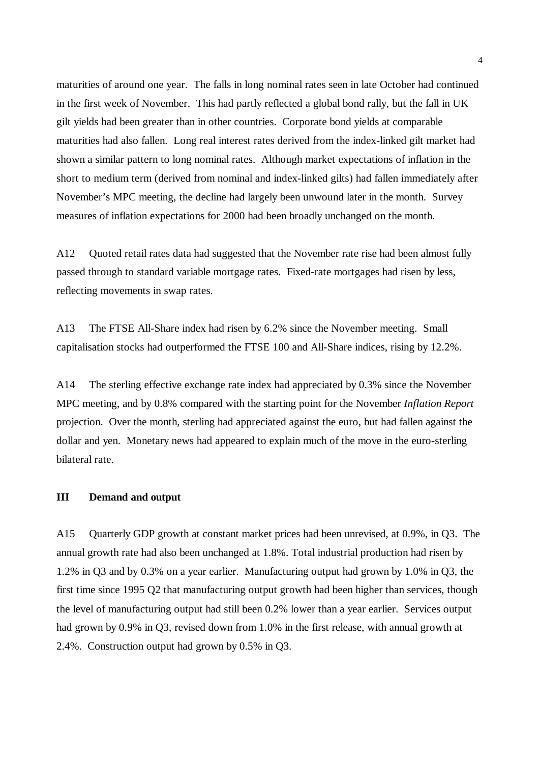maturities of around one year. The falls in long nominal rates seen in late October had continued in the first week of November. This had partly reflected a global bond rally, but the fall in UK gilt yields had been greater than in other countries. Corporate bond yields at comparable maturities had also fallen. Long real interest rates derived from the index-linked gilt market had shown a similar pattern to long nominal rates. Although market expectations of inflation in the short to medium term (derived from nominal and index-linked gilts) had fallen immediately after November's MPC meeting, the decline had largely been unwound later in the month. Survey measures of inflation expectations for 2000 had been broadly unchanged on the month.

A12 Quoted retail rates data had suggested that the November rate rise had been almost fully passed through to standard variable mortgage rates. Fixed-rate mortgages had risen by less, reflecting movements in swap rates.

A13 The FTSE All-Share index had risen by 6.2% since the November meeting. Small capitalisation stocks had outperformed the FTSE 100 and All-Share indices, rising by 12.2%.

A14 The sterling effective exchange rate index had appreciated by 0.3% since the November MPC meeting, and by 0.8% compared with the starting point for the November *Inflation Report* projection. Over the month, sterling had appreciated against the euro, but had fallen against the dollar and yen. Monetary news had appeared to explain much of the move in the euro-sterling bilateral rate.

## III Demand and output

A15 Quarterly GDP growth at constant market prices had been unrevised, at 0.9%, in Q3. The annual growth rate had also been unchanged at 1.8%. Total industrial production had risen by 1.2% in Q3 and by 0.3% on a year earlier. Manufacturing output had grown by 1.0% in Q3, the first time since 1995 Q2 that manufacturing output growth had been higher than services, though the level of manufacturing output had still been 0.2% lower than a year earlier. Services output had grown by 0.9% in Q3, revised down from 1.0% in the first release, with annual growth at 2.4%. Construction output had grown by 0.5% in Q3.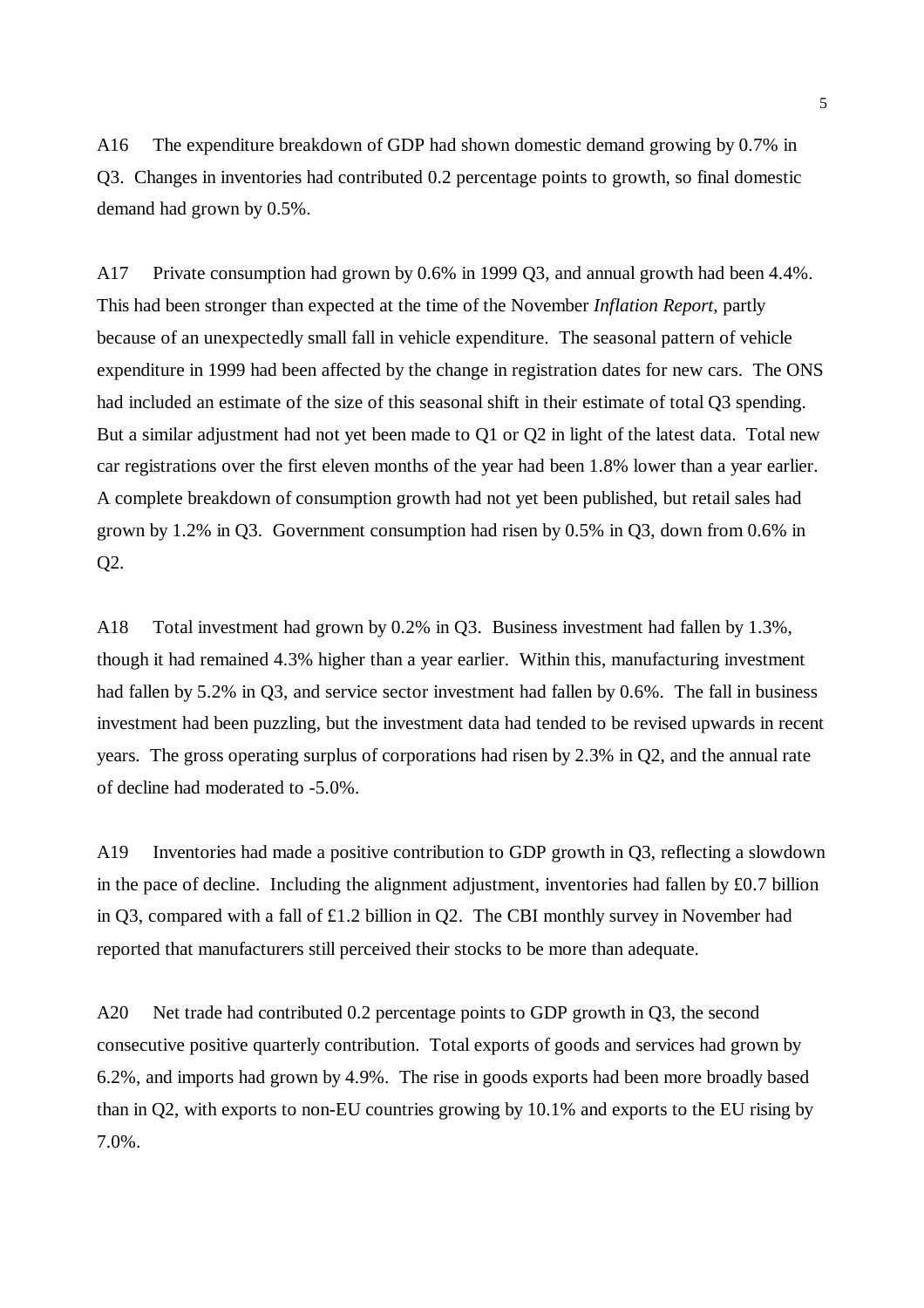A16 The expenditure breakdown of GDP had shown domestic demand growing by 0.7% in Q3. Changes in inventories had contributed 0.2 percentage points to growth, so final domestic demand had grown by 0.5%.

A17 Private consumption had grown by 0.6% in 1999 Q3, and annual growth had been 4.4%. This had been stronger than expected at the time of the November *Inflation Report*, partly because of an unexpectedly small fall in vehicle expenditure. The seasonal pattern of vehicle expenditure in 1999 had been affected by the change in registration dates for new cars. The ONS had included an estimate of the size of this seasonal shift in their estimate of total Q3 spending. But a similar adjustment had not yet been made to Q1 or Q2 in light of the latest data. Total new car registrations over the first eleven months of the year had been 1.8% lower than a year earlier. A complete breakdown of consumption growth had not yet been published, but retail sales had grown by 1.2% in Q3. Government consumption had risen by 0.5% in Q3, down from 0.6% in Q2.

A18 Total investment had grown by 0.2% in Q3. Business investment had fallen by 1.3%, though it had remained 4.3% higher than a year earlier. Within this, manufacturing investment had fallen by 5.2% in Q3, and service sector investment had fallen by 0.6%. The fall in business investment had been puzzling, but the investment data had tended to be revised upwards in recent years. The gross operating surplus of corporations had risen by 2.3% in Q2, and the annual rate of decline had moderated to -5.0%.

A19 Inventories had made a positive contribution to GDP growth in Q3, reflecting a slowdown in the pace of decline. Including the alignment adjustment, inventories had fallen by £0.7 billion in Q3, compared with a fall of £1.2 billion in Q2. The CBI monthly survey in November had reported that manufacturers still perceived their stocks to be more than adequate.

A20 Net trade had contributed 0.2 percentage points to GDP growth in Q3, the second consecutive positive quarterly contribution. Total exports of goods and services had grown by 6.2%, and imports had grown by 4.9%. The rise in goods exports had been more broadly based than in Q2, with exports to non-EU countries growing by 10.1% and exports to the EU rising by 7.0%.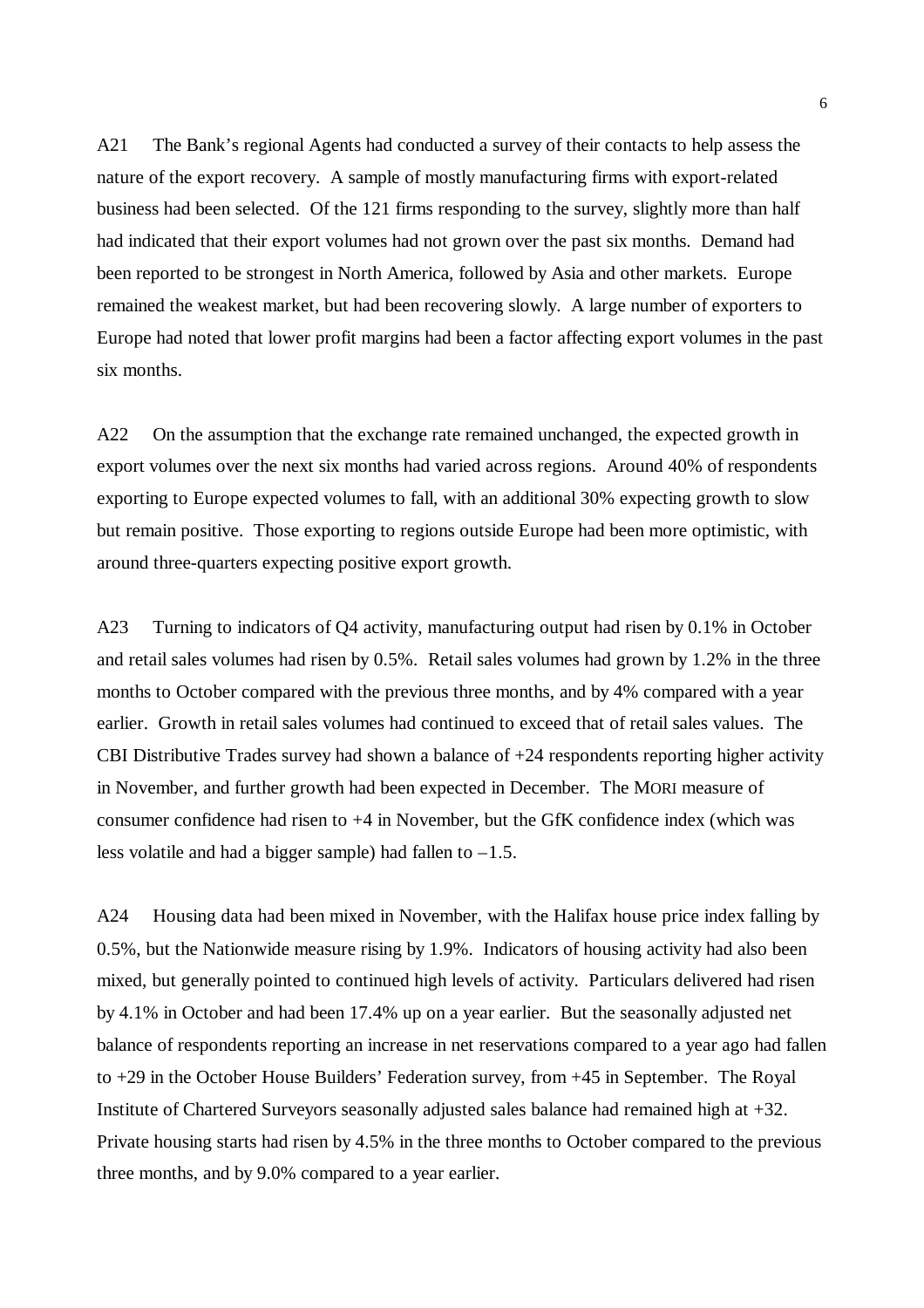A21 The Bank's regional Agents had conducted a survey of their contacts to help assess the nature of the export recovery. A sample of mostly manufacturing firms with export-related business had been selected. Of the 121 firms responding to the survey, slightly more than half had indicated that their export volumes had not grown over the past six months. Demand had been reported to be strongest in North America, followed by Asia and other markets. Europe remained the weakest market, but had been recovering slowly. A large number of exporters to Europe had noted that lower profit margins had been a factor affecting export volumes in the past six months.

A22 On the assumption that the exchange rate remained unchanged, the expected growth in export volumes over the next six months had varied across regions. Around 40% of respondents exporting to Europe expected volumes to fall, with an additional 30% expecting growth to slow but remain positive. Those exporting to regions outside Europe had been more optimistic, with around three-quarters expecting positive export growth.

A23 Turning to indicators of Q4 activity, manufacturing output had risen by 0.1% in October and retail sales volumes had risen by 0.5%. Retail sales volumes had grown by 1.2% in the three months to October compared with the previous three months, and by 4% compared with a year earlier. Growth in retail sales volumes had continued to exceed that of retail sales values. The CBI Distributive Trades survey had shown a balance of +24 respondents reporting higher activity in November, and further growth had been expected in December. The MORI measure of consumer confidence had risen to +4 in November, but the GfK confidence index (which was less volatile and had a bigger sample) had fallen to –1.5.

A24 Housing data had been mixed in November, with the Halifax house price index falling by 0.5%, but the Nationwide measure rising by 1.9%. Indicators of housing activity had also been mixed, but generally pointed to continued high levels of activity. Particulars delivered had risen by 4.1% in October and had been 17.4% up on a year earlier. But the seasonally adjusted net balance of respondents reporting an increase in net reservations compared to a year ago had fallen to +29 in the October House Builders' Federation survey, from +45 in September. The Royal Institute of Chartered Surveyors seasonally adjusted sales balance had remained high at +32. Private housing starts had risen by 4.5% in the three months to October compared to the previous three months, and by 9.0% compared to a year earlier.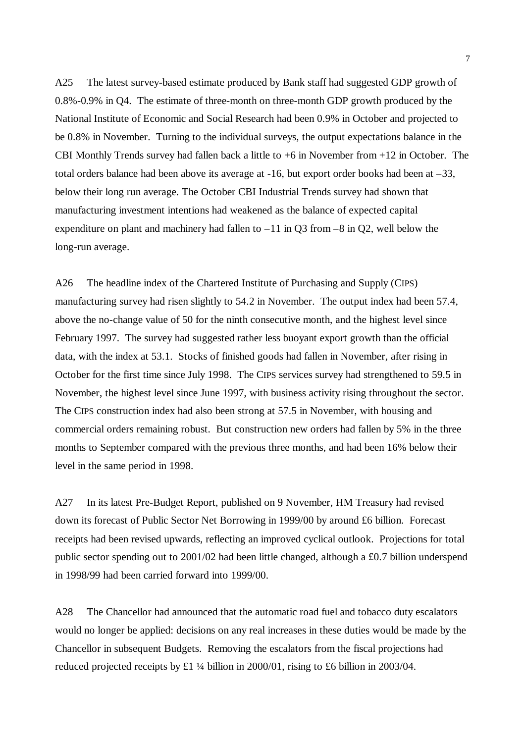A25 The latest survey-based estimate produced by Bank staff had suggested GDP growth of 0.8%-0.9% in Q4. The estimate of three-month on three-month GDP growth produced by the National Institute of Economic and Social Research had been 0.9% in October and projected to be 0.8% in November. Turning to the individual surveys, the output expectations balance in the CBI Monthly Trends survey had fallen back a little to +6 in November from +12 in October. The total orders balance had been above its average at -16, but export order books had been at –33, below their long run average. The October CBI Industrial Trends survey had shown that manufacturing investment intentions had weakened as the balance of expected capital expenditure on plant and machinery had fallen to –11 in Q3 from –8 in Q2, well below the long-run average.

A26 The headline index of the Chartered Institute of Purchasing and Supply (CIPS) manufacturing survey had risen slightly to 54.2 in November. The output index had been 57.4, above the no-change value of 50 for the ninth consecutive month, and the highest level since February 1997. The survey had suggested rather less buoyant export growth than the official data, with the index at 53.1. Stocks of finished goods had fallen in November, after rising in October for the first time since July 1998. The CIPS services survey had strengthened to 59.5 in November, the highest level since June 1997, with business activity rising throughout the sector. The CIPS construction index had also been strong at 57.5 in November, with housing and commercial orders remaining robust. But construction new orders had fallen by 5% in the three months to September compared with the previous three months, and had been 16% below their level in the same period in 1998.

A27 In its latest Pre-Budget Report, published on 9 November, HM Treasury had revised down its forecast of Public Sector Net Borrowing in 1999/00 by around £6 billion. Forecast receipts had been revised upwards, reflecting an improved cyclical outlook. Projections for total public sector spending out to 2001/02 had been little changed, although a £0.7 billion underspend in 1998/99 had been carried forward into 1999/00.

A28 The Chancellor had announced that the automatic road fuel and tobacco duty escalators would no longer be applied: decisions on any real increases in these duties would be made by the Chancellor in subsequent Budgets. Removing the escalators from the fiscal projections had reduced projected receipts by £1 ¼ billion in 2000/01, rising to £6 billion in 2003/04.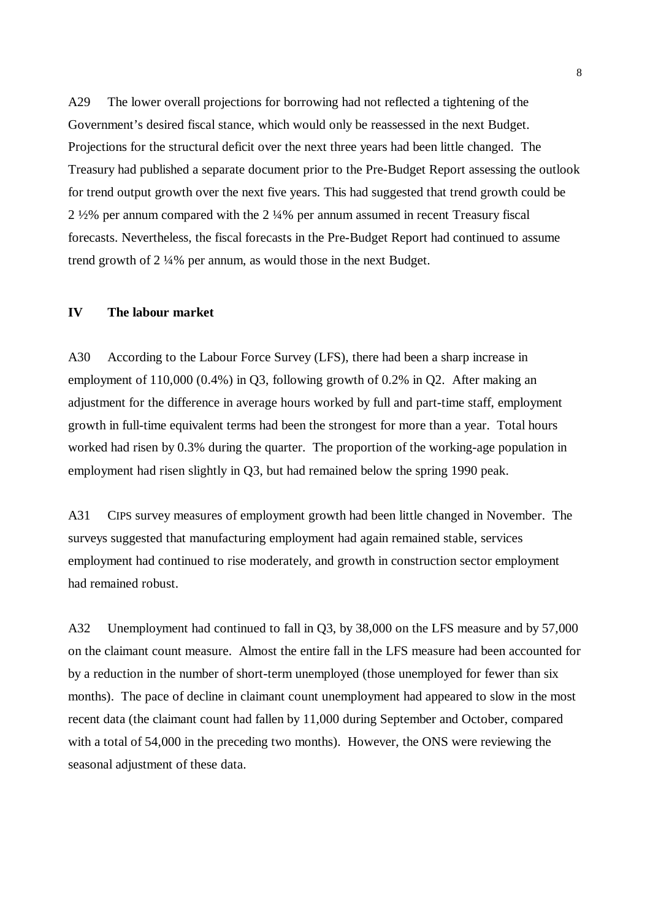A29 The lower overall projections for borrowing had not reflected a tightening of the Government's desired fiscal stance, which would only be reassessed in the next Budget. Projections for the structural deficit over the next three years had been little changed. The Treasury had published a separate document prior to the Pre-Budget Report assessing the outlook for trend output growth over the next five years. This had suggested that trend growth could be 2 ½% per annum compared with the 2 ¼% per annum assumed in recent Treasury fiscal forecasts. Nevertheless, the fiscal forecasts in the Pre-Budget Report had continued to assume trend growth of 2 ¼% per annum, as would those in the next Budget.

## IV The labour market

A30 According to the Labour Force Survey (LFS), there had been a sharp increase in employment of 110,000 (0.4%) in Q3, following growth of 0.2% in Q2. After making an adjustment for the difference in average hours worked by full and part-time staff, employment growth in full-time equivalent terms had been the strongest for more than a year. Total hours worked had risen by 0.3% during the quarter. The proportion of the working-age population in employment had risen slightly in Q3, but had remained below the spring 1990 peak.

A31 CIPS survey measures of employment growth had been little changed in November. The surveys suggested that manufacturing employment had again remained stable, services employment had continued to rise moderately, and growth in construction sector employment had remained robust.

A32 Unemployment had continued to fall in Q3, by 38,000 on the LFS measure and by 57,000 on the claimant count measure. Almost the entire fall in the LFS measure had been accounted for by a reduction in the number of short-term unemployed (those unemployed for fewer than six months). The pace of decline in claimant count unemployment had appeared to slow in the most recent data (the claimant count had fallen by 11,000 during September and October, compared with a total of 54,000 in the preceding two months). However, the ONS were reviewing the seasonal adjustment of these data.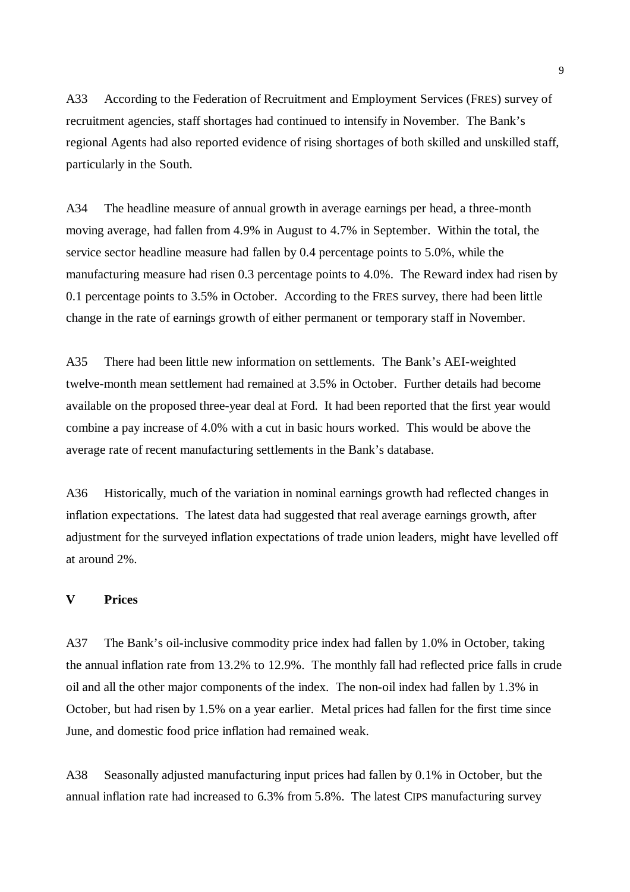A33 According to the Federation of Recruitment and Employment Services (FRES) survey of recruitment agencies, staff shortages had continued to intensify in November. The Bank's regional Agents had also reported evidence of rising shortages of both skilled and unskilled staff, particularly in the South.

A34 The headline measure of annual growth in average earnings per head, a three-month moving average, had fallen from 4.9% in August to 4.7% in September. Within the total, the service sector headline measure had fallen by 0.4 percentage points to 5.0%, while the manufacturing measure had risen 0.3 percentage points to 4.0%. The Reward index had risen by 0.1 percentage points to 3.5% in October. According to the FRES survey, there had been little change in the rate of earnings growth of either permanent or temporary staff in November.

A35 There had been little new information on settlements. The Bank's AEI-weighted twelve-month mean settlement had remained at 3.5% in October. Further details had become available on the proposed three-year deal at Ford. It had been reported that the first year would combine a pay increase of 4.0% with a cut in basic hours worked. This would be above the average rate of recent manufacturing settlements in the Bank's database.

A36 Historically, much of the variation in nominal earnings growth had reflected changes in inflation expectations. The latest data had suggested that real average earnings growth, after adjustment for the surveyed inflation expectations of trade union leaders, might have levelled off at around 2%.

## V Prices

A37 The Bank's oil-inclusive commodity price index had fallen by 1.0% in October, taking the annual inflation rate from 13.2% to 12.9%. The monthly fall had reflected price falls in crude oil and all the other major components of the index. The non-oil index had fallen by 1.3% in October, but had risen by 1.5% on a year earlier. Metal prices had fallen for the first time since June, and domestic food price inflation had remained weak.

A38 Seasonally adjusted manufacturing input prices had fallen by 0.1% in October, but the annual inflation rate had increased to 6.3% from 5.8%. The latest CIPS manufacturing survey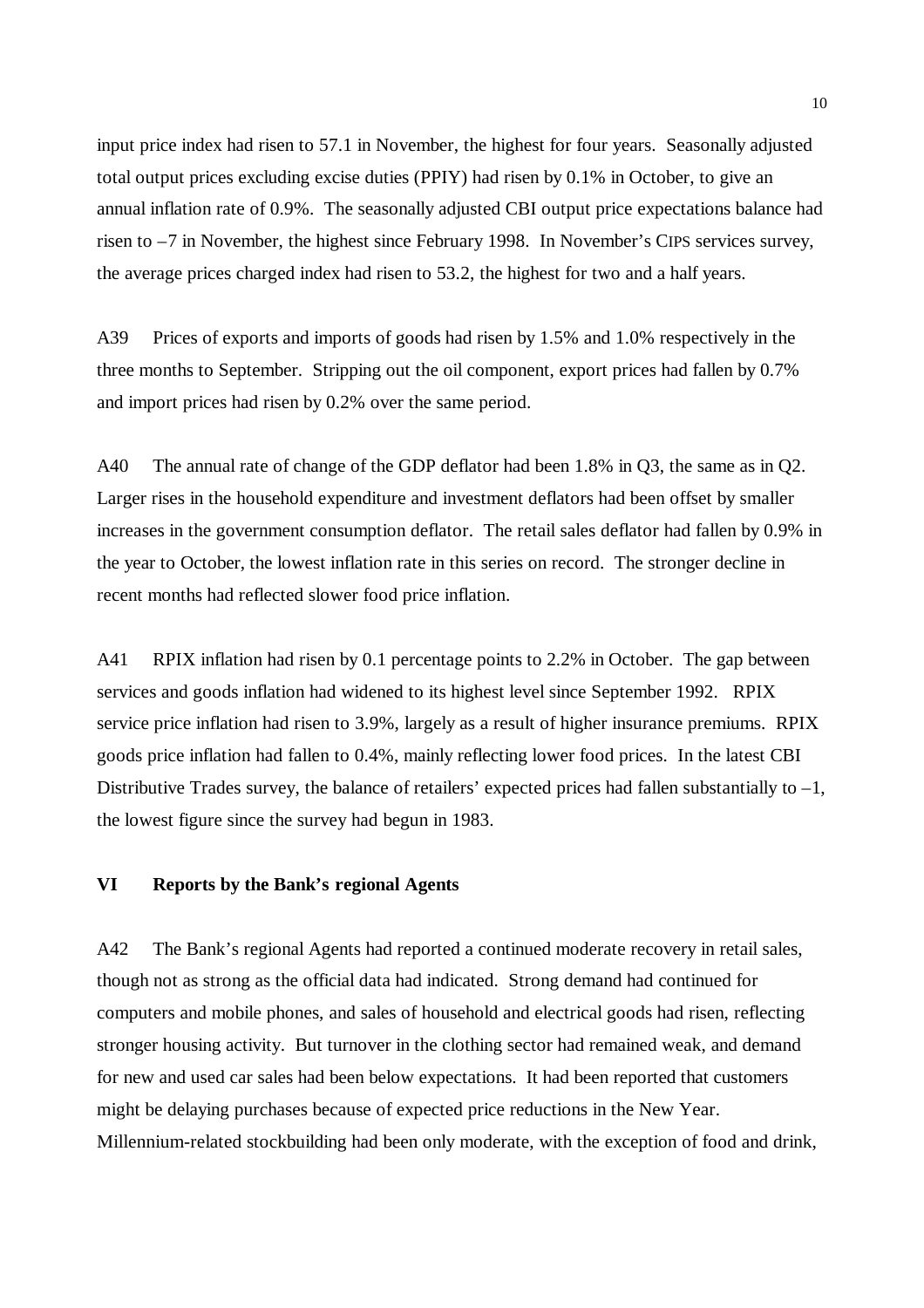input price index had risen to 57.1 in November, the highest for four years. Seasonally adjusted total output prices excluding excise duties (PPIY) had risen by 0.1% in October, to give an annual inflation rate of 0.9%. The seasonally adjusted CBI output price expectations balance had risen to –7 in November, the highest since February 1998. In November's CIPS services survey, the average prices charged index had risen to 53.2, the highest for two and a half years.

A39 Prices of exports and imports of goods had risen by 1.5% and 1.0% respectively in the three months to September. Stripping out the oil component, export prices had fallen by 0.7% and import prices had risen by 0.2% over the same period.

A40 The annual rate of change of the GDP deflator had been 1.8% in Q3, the same as in Q2. Larger rises in the household expenditure and investment deflators had been offset by smaller increases in the government consumption deflator. The retail sales deflator had fallen by 0.9% in the year to October, the lowest inflation rate in this series on record. The stronger decline in recent months had reflected slower food price inflation.

A41 RPIX inflation had risen by 0.1 percentage points to 2.2% in October. The gap between services and goods inflation had widened to its highest level since September 1992. RPIX service price inflation had risen to 3.9%, largely as a result of higher insurance premiums. RPIX goods price inflation had fallen to 0.4%, mainly reflecting lower food prices. In the latest CBI Distributive Trades survey, the balance of retailers' expected prices had fallen substantially to –1, the lowest figure since the survey had begun in 1983.

## VI Reports by the Bank's regional Agents

A42 The Bank's regional Agents had reported a continued moderate recovery in retail sales, though not as strong as the official data had indicated. Strong demand had continued for computers and mobile phones, and sales of household and electrical goods had risen, reflecting stronger housing activity. But turnover in the clothing sector had remained weak, and demand for new and used car sales had been below expectations. It had been reported that customers might be delaying purchases because of expected price reductions in the New Year. Millennium-related stockbuilding had been only moderate, with the exception of food and drink,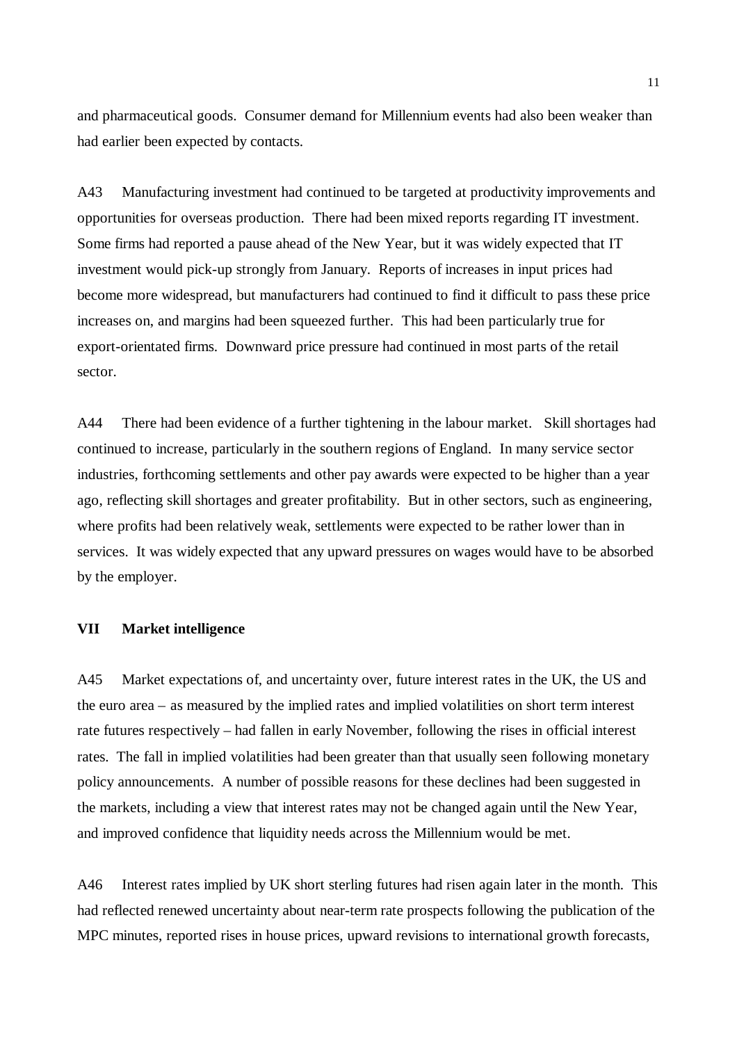and pharmaceutical goods. Consumer demand for Millennium events had also been weaker than had earlier been expected by contacts.

A43 Manufacturing investment had continued to be targeted at productivity improvements and opportunities for overseas production. There had been mixed reports regarding IT investment. Some firms had reported a pause ahead of the New Year, but it was widely expected that IT investment would pick-up strongly from January. Reports of increases in input prices had become more widespread, but manufacturers had continued to find it difficult to pass these price increases on, and margins had been squeezed further. This had been particularly true for export-orientated firms. Downward price pressure had continued in most parts of the retail sector.

A44 There had been evidence of a further tightening in the labour market. Skill shortages had continued to increase, particularly in the southern regions of England. In many service sector industries, forthcoming settlements and other pay awards were expected to be higher than a year ago, reflecting skill shortages and greater profitability. But in other sectors, such as engineering, where profits had been relatively weak, settlements were expected to be rather lower than in services. It was widely expected that any upward pressures on wages would have to be absorbed by the employer.

## VII Market intelligence

A45 Market expectations of, and uncertainty over, future interest rates in the UK, the US and the euro area – as measured by the implied rates and implied volatilities on short term interest rate futures respectively – had fallen in early November, following the rises in official interest rates. The fall in implied volatilities had been greater than that usually seen following monetary policy announcements. A number of possible reasons for these declines had been suggested in the markets, including a view that interest rates may not be changed again until the New Year, and improved confidence that liquidity needs across the Millennium would be met.

A46 Interest rates implied by UK short sterling futures had risen again later in the month. This had reflected renewed uncertainty about near-term rate prospects following the publication of the MPC minutes, reported rises in house prices, upward revisions to international growth forecasts,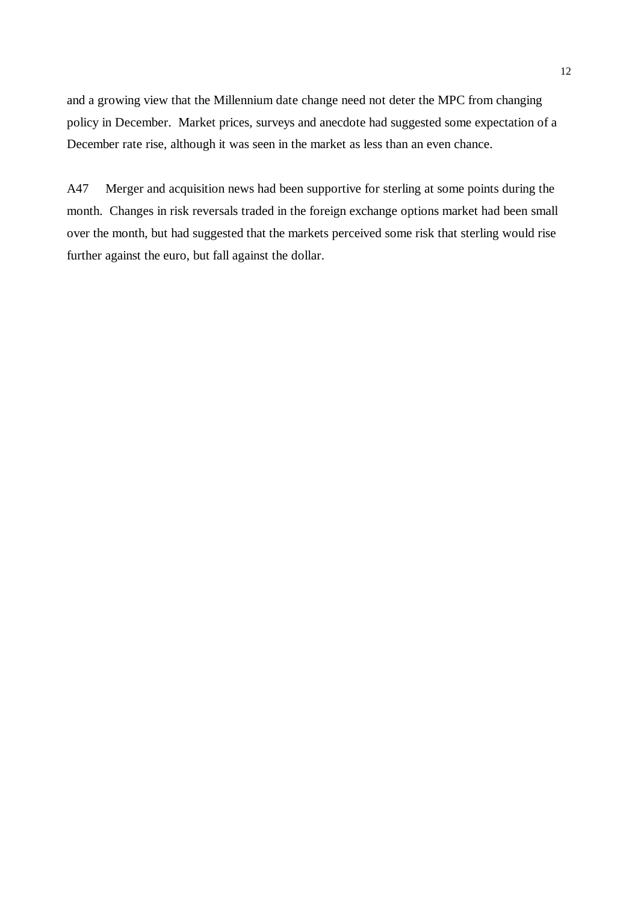and a growing view that the Millennium date change need not deter the MPC from changing policy in December. Market prices, surveys and anecdote had suggested some expectation of a December rate rise, although it was seen in the market as less than an even chance.

A47 Merger and acquisition news had been supportive for sterling at some points during the month. Changes in risk reversals traded in the foreign exchange options market had been small over the month, but had suggested that the markets perceived some risk that sterling would rise further against the euro, but fall against the dollar.